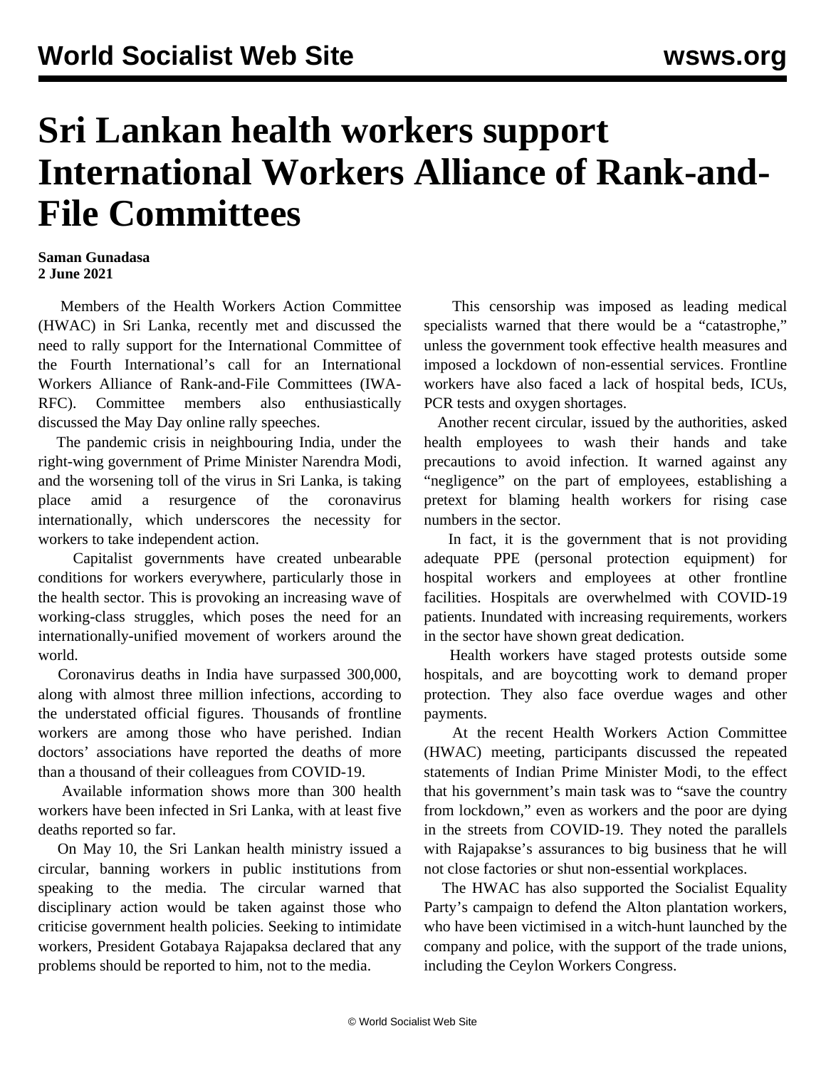# Sri Lankan health workers support International Workers Alliance of Rank-and-File Committees

**Saman Gunadasa**
**2 June 2021**

Members of the Health Workers Action Committee (HWAC) in Sri Lanka, recently met and discussed the need to rally support for the International Committee of the Fourth International's call for an International Workers Alliance of Rank-and-File Committees (IWA-RFC). Committee members also enthusiastically discussed the May Day online rally speeches.

The pandemic crisis in neighbouring India, under the right-wing government of Prime Minister Narendra Modi, and the worsening toll of the virus in Sri Lanka, is taking place amid a resurgence of the coronavirus internationally, which underscores the necessity for workers to take independent action.

Capitalist governments have created unbearable conditions for workers everywhere, particularly those in the health sector. This is provoking an increasing wave of working-class struggles, which poses the need for an internationally-unified movement of workers around the world.

Coronavirus deaths in India have surpassed 300,000, along with almost three million infections, according to the understated official figures. Thousands of frontline workers are among those who have perished. Indian doctors' associations have reported the deaths of more than a thousand of their colleagues from COVID-19.

Available information shows more than 300 health workers have been infected in Sri Lanka, with at least five deaths reported so far.

On May 10, the Sri Lankan health ministry issued a circular, banning workers in public institutions from speaking to the media. The circular warned that disciplinary action would be taken against those who criticise government health policies. Seeking to intimidate workers, President Gotabaya Rajapaksa declared that any problems should be reported to him, not to the media.

This censorship was imposed as leading medical specialists warned that there would be a "catastrophe," unless the government took effective health measures and imposed a lockdown of non-essential services. Frontline workers have also faced a lack of hospital beds, ICUs, PCR tests and oxygen shortages.

Another recent circular, issued by the authorities, asked health employees to wash their hands and take precautions to avoid infection. It warned against any "negligence" on the part of employees, establishing a pretext for blaming health workers for rising case numbers in the sector.

In fact, it is the government that is not providing adequate PPE (personal protection equipment) for hospital workers and employees at other frontline facilities. Hospitals are overwhelmed with COVID-19 patients. Inundated with increasing requirements, workers in the sector have shown great dedication.

Health workers have staged protests outside some hospitals, and are boycotting work to demand proper protection. They also face overdue wages and other payments.

At the recent Health Workers Action Committee (HWAC) meeting, participants discussed the repeated statements of Indian Prime Minister Modi, to the effect that his government's main task was to "save the country from lockdown," even as workers and the poor are dying in the streets from COVID-19. They noted the parallels with Rajapakse's assurances to big business that he will not close factories or shut non-essential workplaces.

The HWAC has also supported the Socialist Equality Party's campaign to defend the Alton plantation workers, who have been victimised in a witch-hunt launched by the company and police, with the support of the trade unions, including the Ceylon Workers Congress.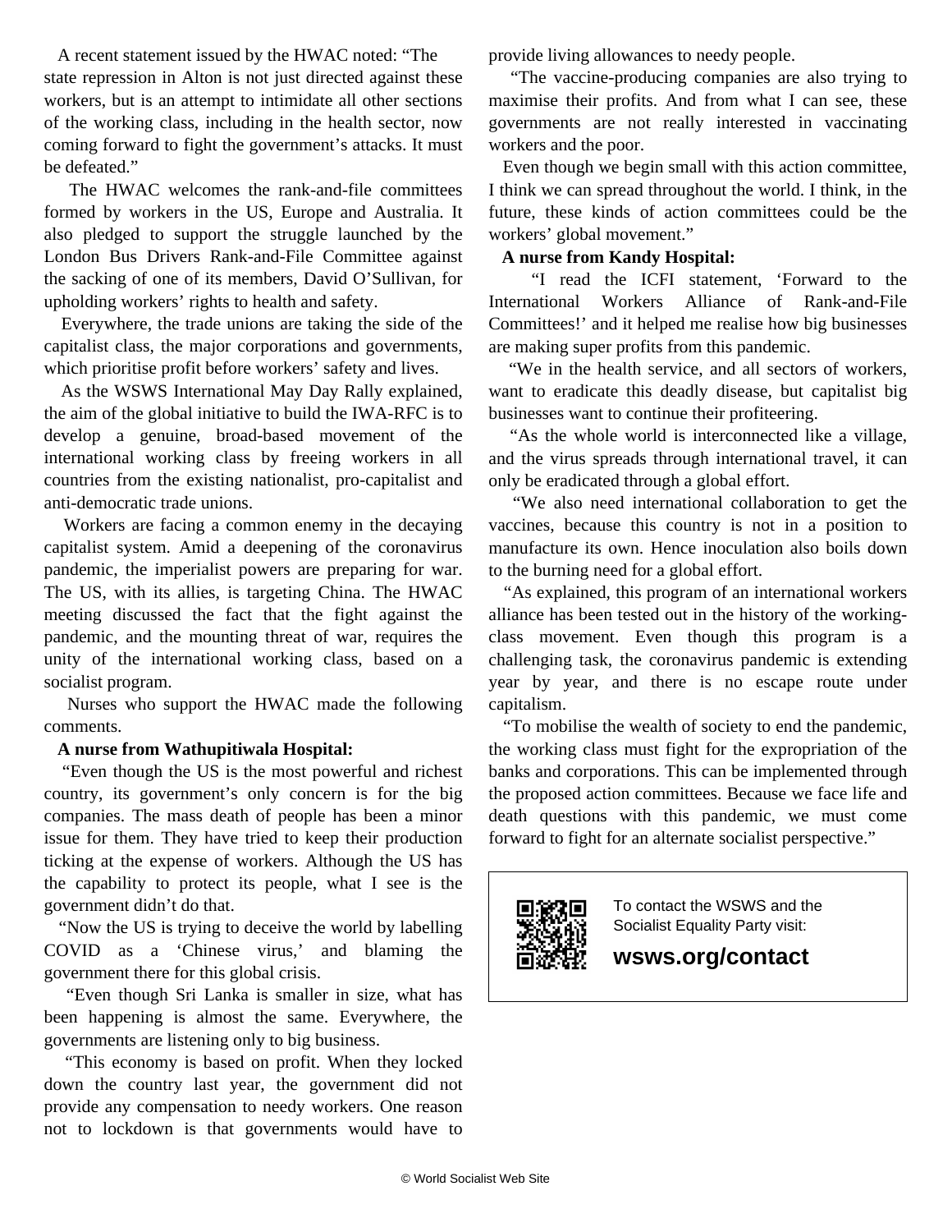A recent statement issued by the HWAC noted: "The state repression in Alton is not just directed against these workers, but is an attempt to intimidate all other sections of the working class, including in the health sector, now coming forward to fight the government's attacks. It must be defeated."

The HWAC welcomes the rank-and-file committees formed by workers in the US, Europe and Australia. It also pledged to support the struggle launched by the London Bus Drivers Rank-and-File Committee against the sacking of one of its members, David O'Sullivan, for upholding workers' rights to health and safety.

Everywhere, the trade unions are taking the side of the capitalist class, the major corporations and governments, which prioritise profit before workers' safety and lives.

As the WSWS International May Day Rally explained, the aim of the global initiative to build the IWA-RFC is to develop a genuine, broad-based movement of the international working class by freeing workers in all countries from the existing nationalist, pro-capitalist and anti-democratic trade unions.

Workers are facing a common enemy in the decaying capitalist system. Amid a deepening of the coronavirus pandemic, the imperialist powers are preparing for war. The US, with its allies, is targeting China. The HWAC meeting discussed the fact that the fight against the pandemic, and the mounting threat of war, requires the unity of the international working class, based on a socialist program.

Nurses who support the HWAC made the following comments.

**A nurse from Wathupitiwala Hospital:**

"Even though the US is the most powerful and richest country, its government's only concern is for the big companies. The mass death of people has been a minor issue for them. They have tried to keep their production ticking at the expense of workers. Although the US has the capability to protect its people, what I see is the government didn't do that.

"Now the US is trying to deceive the world by labelling COVID as a 'Chinese virus,' and blaming the government there for this global crisis.

"Even though Sri Lanka is smaller in size, what has been happening is almost the same. Everywhere, the governments are listening only to big business.

"This economy is based on profit. When they locked down the country last year, the government did not provide any compensation to needy workers. One reason not to lockdown is that governments would have to provide living allowances to needy people.

"The vaccine-producing companies are also trying to maximise their profits. And from what I can see, these governments are not really interested in vaccinating workers and the poor.

Even though we begin small with this action committee, I think we can spread throughout the world. I think, in the future, these kinds of action committees could be the workers' global movement."

**A nurse from Kandy Hospital:**

"I read the ICFI statement, 'Forward to the International Workers Alliance of Rank-and-File Committees!' and it helped me realise how big businesses are making super profits from this pandemic.

"We in the health service, and all sectors of workers, want to eradicate this deadly disease, but capitalist big businesses want to continue their profiteering.

"As the whole world is interconnected like a village, and the virus spreads through international travel, it can only be eradicated through a global effort.

"We also need international collaboration to get the vaccines, because this country is not in a position to manufacture its own. Hence inoculation also boils down to the burning need for a global effort.

"As explained, this program of an international workers alliance has been tested out in the history of the working-class movement. Even though this program is a challenging task, the coronavirus pandemic is extending year by year, and there is no escape route under capitalism.

"To mobilise the wealth of society to end the pandemic, the working class must fight for the expropriation of the banks and corporations. This can be implemented through the proposed action committees. Because we face life and death questions with this pandemic, we must come forward to fight for an alternate socialist perspective."

To contact the WSWS and the Socialist Equality Party visit:

**wsws.org/contact**